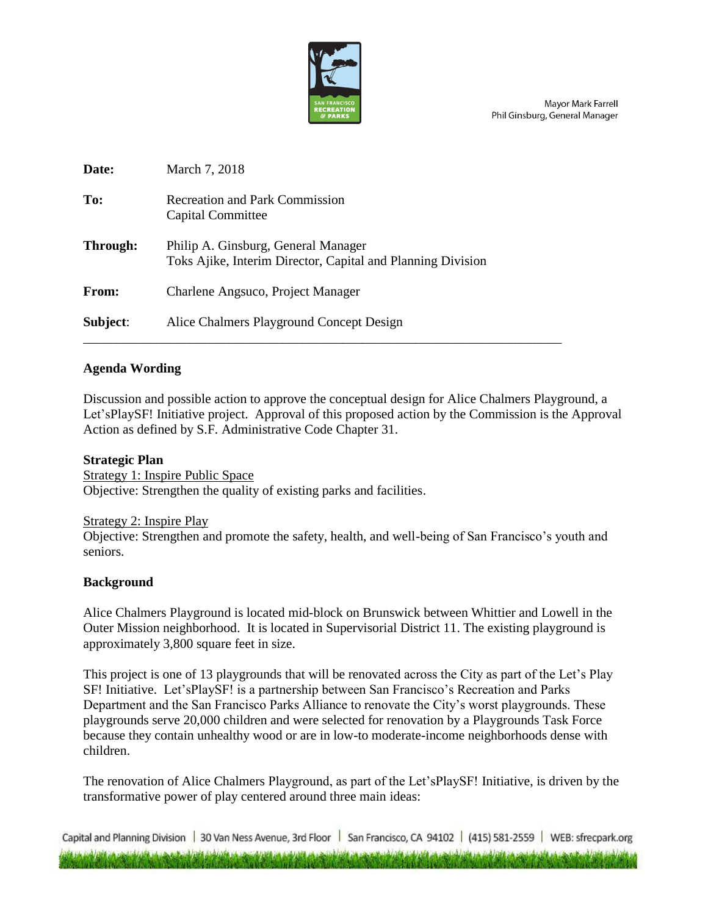Mayor Mark Farrell
Phil Ginsburg, General Manager

| | |
|---|---|
| **Date:** | March 7, 2018 |
| **To:** | Recreation and Park Commission<br>Capital Committee |
| **Through:** | Philip A. Ginsburg, General Manager<br>Toks Ajike, Interim Director, Capital and Planning Division |
| **From:** | Charlene Angsuco, Project Manager |
| **Subject**: | Alice Chalmers Playground Concept Design |

## Agenda Wording

Discussion and possible action to approve the conceptual design for Alice Chalmers Playground, a Let'sPlaySF! Initiative project. Approval of this proposed action by the Commission is the Approval Action as defined by S.F. Administrative Code Chapter 31.

## Strategic Plan

Strategy 1: Inspire Public Space
Objective: Strengthen the quality of existing parks and facilities.

Strategy 2: Inspire Play
Objective: Strengthen and promote the safety, health, and well-being of San Francisco's youth and seniors.

## Background

Alice Chalmers Playground is located mid-block on Brunswick between Whittier and Lowell in the Outer Mission neighborhood. It is located in Supervisorial District 11. The existing playground is approximately 3,800 square feet in size.

This project is one of 13 playgrounds that will be renovated across the City as part of the Let's Play SF! Initiative. Let'sPlaySF! is a partnership between San Francisco's Recreation and Parks Department and the San Francisco Parks Alliance to renovate the City's worst playgrounds. These playgrounds serve 20,000 children and were selected for renovation by a Playgrounds Task Force because they contain unhealthy wood or are in low-to moderate-income neighborhoods dense with children.

The renovation of Alice Chalmers Playground, as part of the Let'sPlaySF! Initiative, is driven by the transformative power of play centered around three main ideas: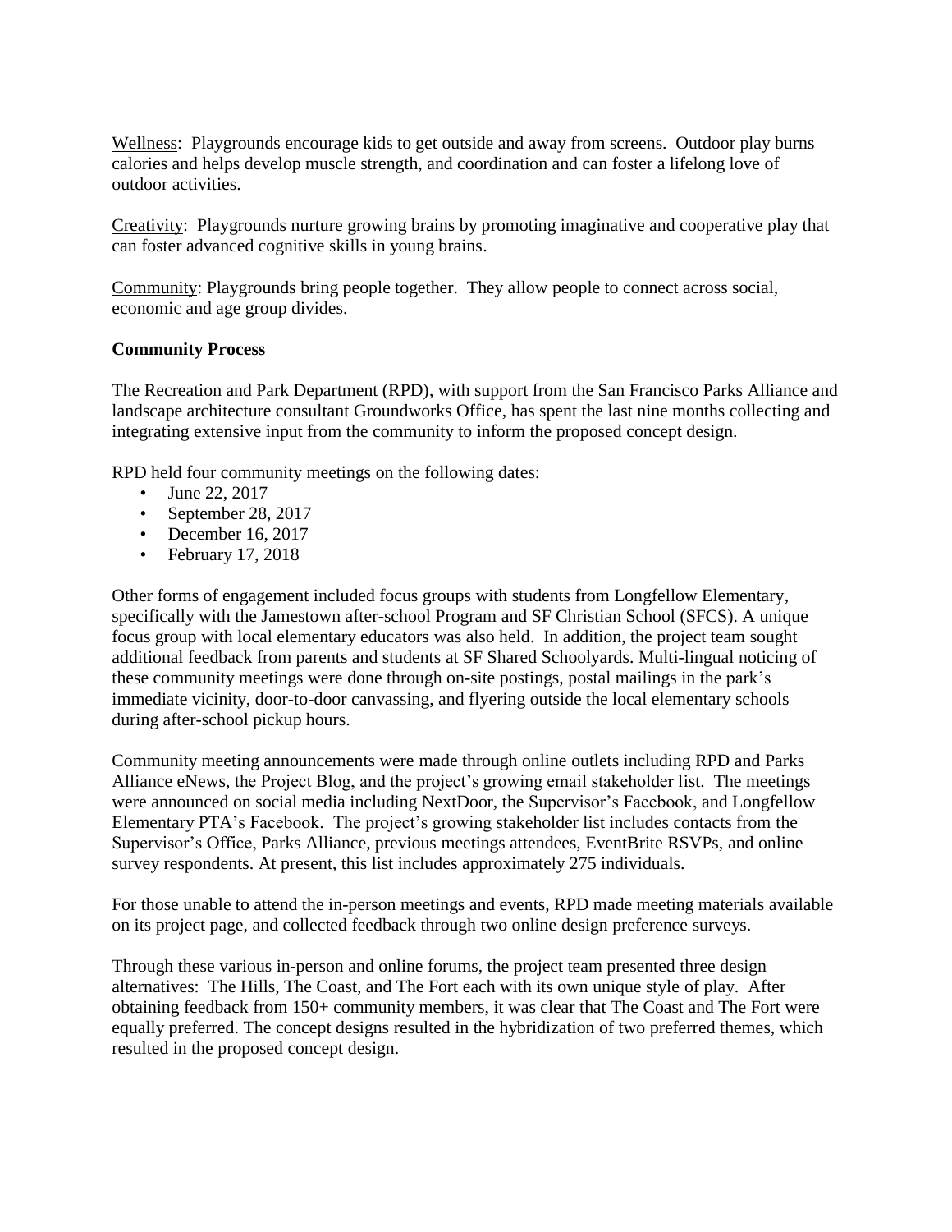Wellness: Playgrounds encourage kids to get outside and away from screens. Outdoor play burns calories and helps develop muscle strength, and coordination and can foster a lifelong love of outdoor activities.

Creativity: Playgrounds nurture growing brains by promoting imaginative and cooperative play that can foster advanced cognitive skills in young brains.

Community: Playgrounds bring people together. They allow people to connect across social, economic and age group divides.

**Community Process**

The Recreation and Park Department (RPD), with support from the San Francisco Parks Alliance and landscape architecture consultant Groundworks Office, has spent the last nine months collecting and integrating extensive input from the community to inform the proposed concept design.

RPD held four community meetings on the following dates:

- June 22, 2017
- September 28, 2017
- December 16, 2017
- February 17, 2018

Other forms of engagement included focus groups with students from Longfellow Elementary, specifically with the Jamestown after-school Program and SF Christian School (SFCS). A unique focus group with local elementary educators was also held. In addition, the project team sought additional feedback from parents and students at SF Shared Schoolyards. Multi-lingual noticing of these community meetings were done through on-site postings, postal mailings in the park's immediate vicinity, door-to-door canvassing, and flyering outside the local elementary schools during after-school pickup hours.

Community meeting announcements were made through online outlets including RPD and Parks Alliance eNews, the Project Blog, and the project's growing email stakeholder list. The meetings were announced on social media including NextDoor, the Supervisor's Facebook, and Longfellow Elementary PTA's Facebook. The project's growing stakeholder list includes contacts from the Supervisor's Office, Parks Alliance, previous meetings attendees, EventBrite RSVPs, and online survey respondents. At present, this list includes approximately 275 individuals.

For those unable to attend the in-person meetings and events, RPD made meeting materials available on its project page, and collected feedback through two online design preference surveys.

Through these various in-person and online forums, the project team presented three design alternatives: The Hills, The Coast, and The Fort each with its own unique style of play. After obtaining feedback from 150+ community members, it was clear that The Coast and The Fort were equally preferred. The concept designs resulted in the hybridization of two preferred themes, which resulted in the proposed concept design.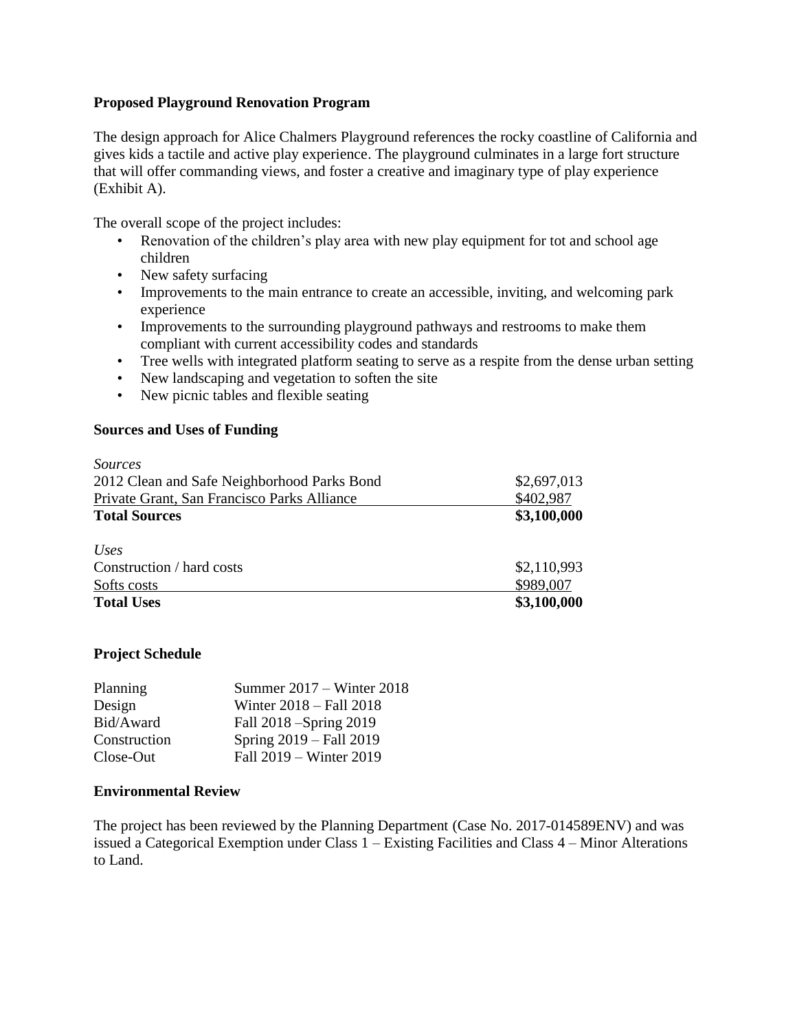**Proposed Playground Renovation Program**

The design approach for Alice Chalmers Playground references the rocky coastline of California and gives kids a tactile and active play experience. The playground culminates in a large fort structure that will offer commanding views, and foster a creative and imaginary type of play experience (Exhibit A).

The overall scope of the project includes:

- Renovation of the children's play area with new play equipment for tot and school age children
- New safety surfacing
- Improvements to the main entrance to create an accessible, inviting, and welcoming park experience
- Improvements to the surrounding playground pathways and restrooms to make them compliant with current accessibility codes and standards
- Tree wells with integrated platform seating to serve as a respite from the dense urban setting
- New landscaping and vegetation to soften the site
- New picnic tables and flexible seating

**Sources and Uses of Funding**

| | |
|---|---|
| *Sources* | |
| 2012 Clean and Safe Neighborhood Parks Bond | $2,697,013 |
| Private Grant, San Francisco Parks Alliance | $402,987 |
| **Total Sources** | **$3,100,000** |
| | |
| *Uses* | |
| Construction / hard costs | $2,110,993 |
| Softs costs | $989,007 |
| **Total Uses** | **$3,100,000** |

**Project Schedule**

| | |
|---|---|
| Planning | Summer 2017 – Winter 2018 |
| Design | Winter 2018 – Fall 2018 |
| Bid/Award | Fall 2018 –Spring 2019 |
| Construction | Spring 2019 – Fall 2019 |
| Close-Out | Fall 2019 – Winter 2019 |

**Environmental Review**

The project has been reviewed by the Planning Department (Case No. 2017-014589ENV) and was issued a Categorical Exemption under Class 1 – Existing Facilities and Class 4 – Minor Alterations to Land.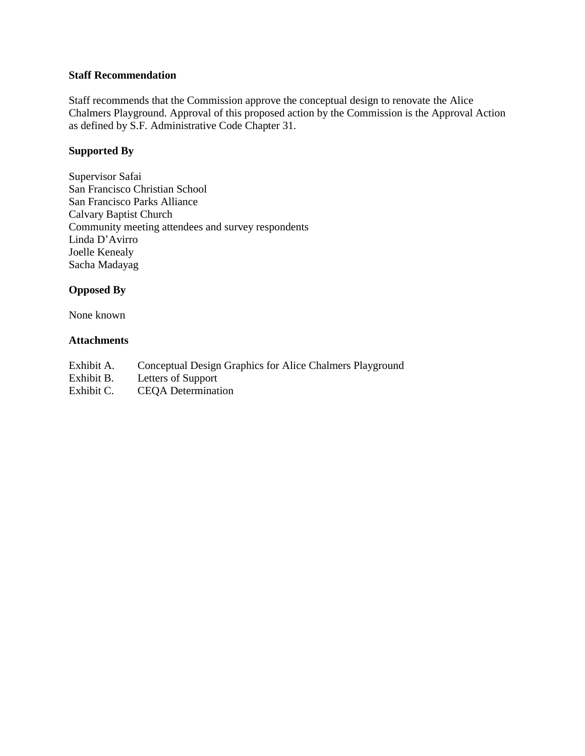**Staff Recommendation**

Staff recommends that the Commission approve the conceptual design to renovate the Alice Chalmers Playground. Approval of this proposed action by the Commission is the Approval Action as defined by S.F. Administrative Code Chapter 31.

**Supported By**

Supervisor Safai
San Francisco Christian School
San Francisco Parks Alliance
Calvary Baptist Church
Community meeting attendees and survey respondents
Linda D'Avirro
Joelle Kenealy
Sacha Madayag

**Opposed By**

None known

**Attachments**

Exhibit A. Conceptual Design Graphics for Alice Chalmers Playground
Exhibit B. Letters of Support
Exhibit C. CEQA Determination